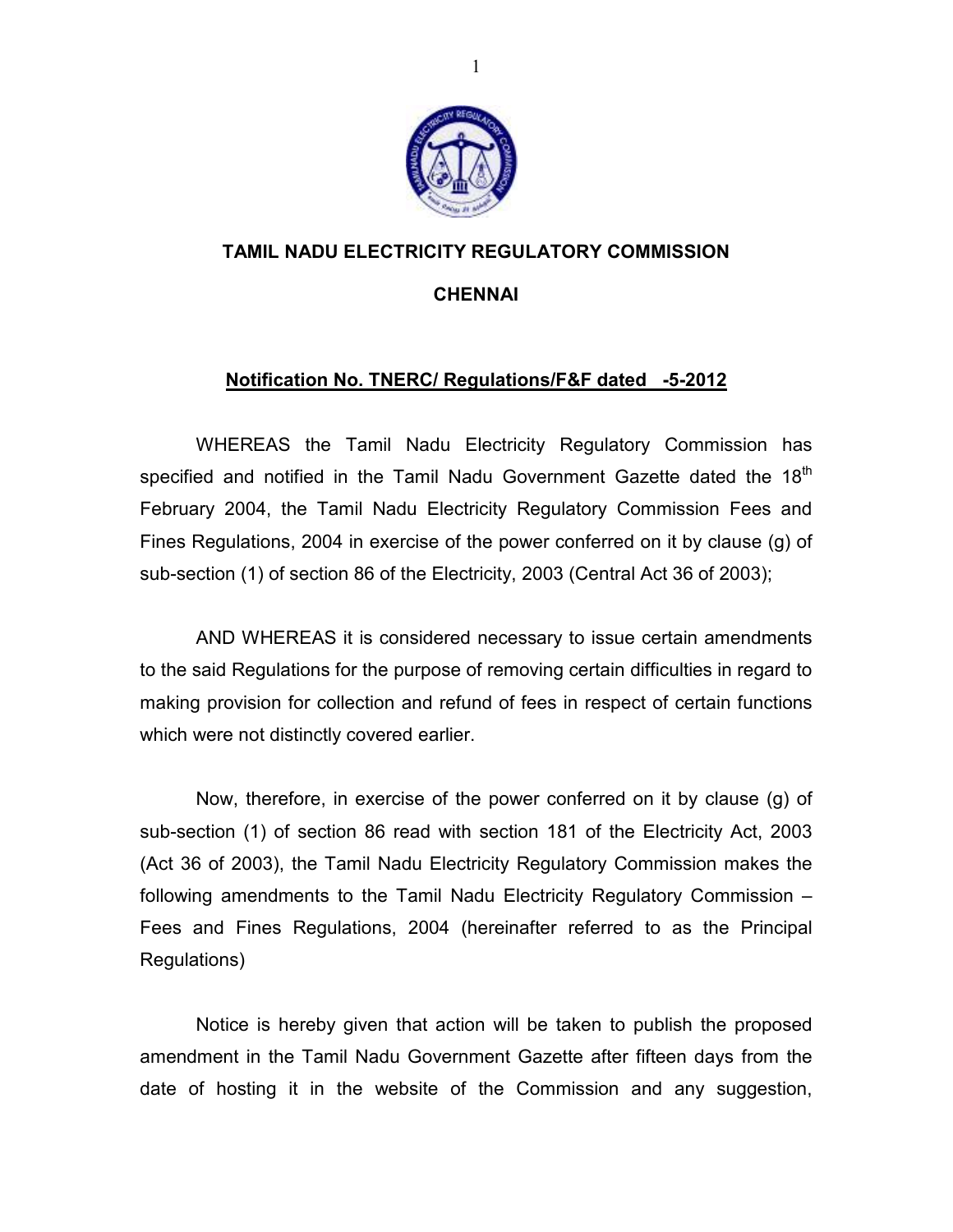# TAMIL NADU ELECTRICITY REGULATORY COMMISSION

## CHENNAI

**Notification No. TNERC/ Regulations/F&F dated -5-2012**

WHEREAS the Tamil Nadu Electricity Regulatory Commission has specified and notified in the Tamil Nadu Government Gazette dated the 18th February 2004, the Tamil Nadu Electricity Regulatory Commission Fees and Fines Regulations, 2004 in exercise of the power conferred on it by clause (g) of sub-section (1) of section 86 of the Electricity, 2003 (Central Act 36 of 2003);

AND WHEREAS it is considered necessary to issue certain amendments to the said Regulations for the purpose of removing certain difficulties in regard to making provision for collection and refund of fees in respect of certain functions which were not distinctly covered earlier.

Now, therefore, in exercise of the power conferred on it by clause (g) of sub-section (1) of section 86 read with section 181 of the Electricity Act, 2003 (Act 36 of 2003), the Tamil Nadu Electricity Regulatory Commission makes the following amendments to the Tamil Nadu Electricity Regulatory Commission – Fees and Fines Regulations, 2004 (hereinafter referred to as the Principal Regulations)

Notice is hereby given that action will be taken to publish the proposed amendment in the Tamil Nadu Government Gazette after fifteen days from the date of hosting it in the website of the Commission and any suggestion,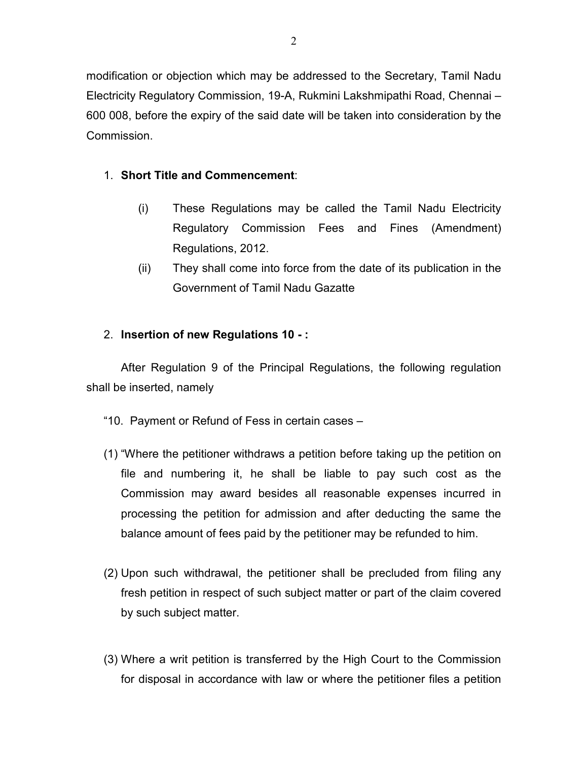modification or objection which may be addressed to the Secretary, Tamil Nadu Electricity Regulatory Commission, 19-A, Rukmini Lakshmipathi Road, Chennai – 600 008, before the expiry of the said date will be taken into consideration by the Commission.

1. **Short Title and Commencement**:

   (i) These Regulations may be called the Tamil Nadu Electricity Regulatory Commission Fees and Fines (Amendment) Regulations, 2012.

   (ii) They shall come into force from the date of its publication in the Government of Tamil Nadu Gazatte

2. **Insertion of new Regulations 10 - :**

After Regulation 9 of the Principal Regulations, the following regulation shall be inserted, namely

"10. Payment or Refund of Fess in certain cases –

(1) "Where the petitioner withdraws a petition before taking up the petition on file and numbering it, he shall be liable to pay such cost as the Commission may award besides all reasonable expenses incurred in processing the petition for admission and after deducting the same the balance amount of fees paid by the petitioner may be refunded to him.

(2) Upon such withdrawal, the petitioner shall be precluded from filing any fresh petition in respect of such subject matter or part of the claim covered by such subject matter.

(3) Where a writ petition is transferred by the High Court to the Commission for disposal in accordance with law or where the petitioner files a petition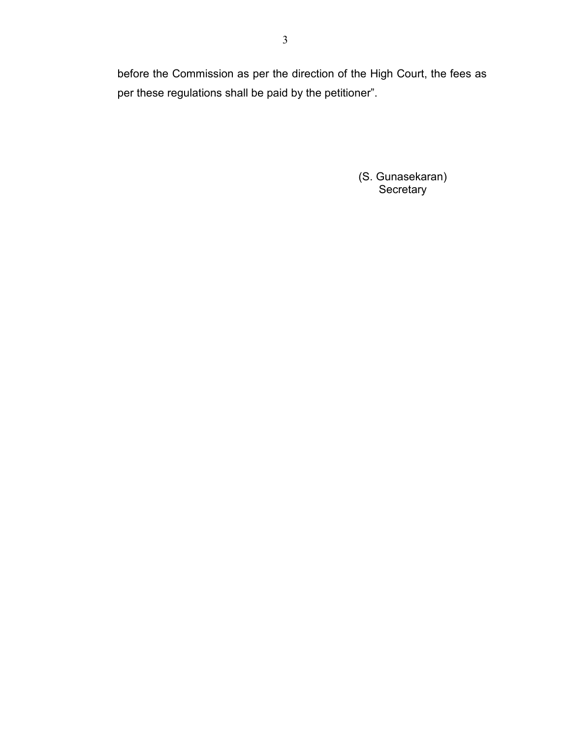before the Commission as per the direction of the High Court, the fees as per these regulations shall be paid by the petitioner".

(S. Gunasekaran)
Secretary